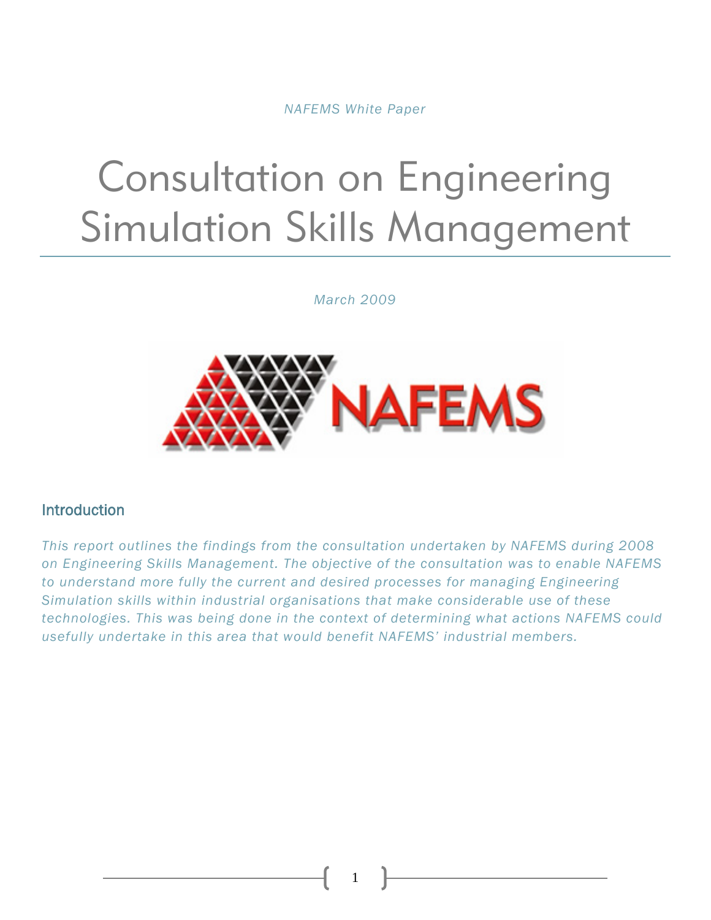*NAFEMS White Paper*

# Consultation on Engineering Simulation Skills Management

*March 2009*

## Introduction

*This report outlines the findings from the consultation undertaken by NAFEMS during 2008 on Engineering Skills Management. The objective of the consultation was to enable NAFEMS to understand more fully the current and desired processes for managing Engineering Simulation skills within industrial organisations that make considerable use of these technologies. This was being done in the context of determining what actions NAFEMS could usefully undertake in this area that would benefit NAFEMS' industrial members.*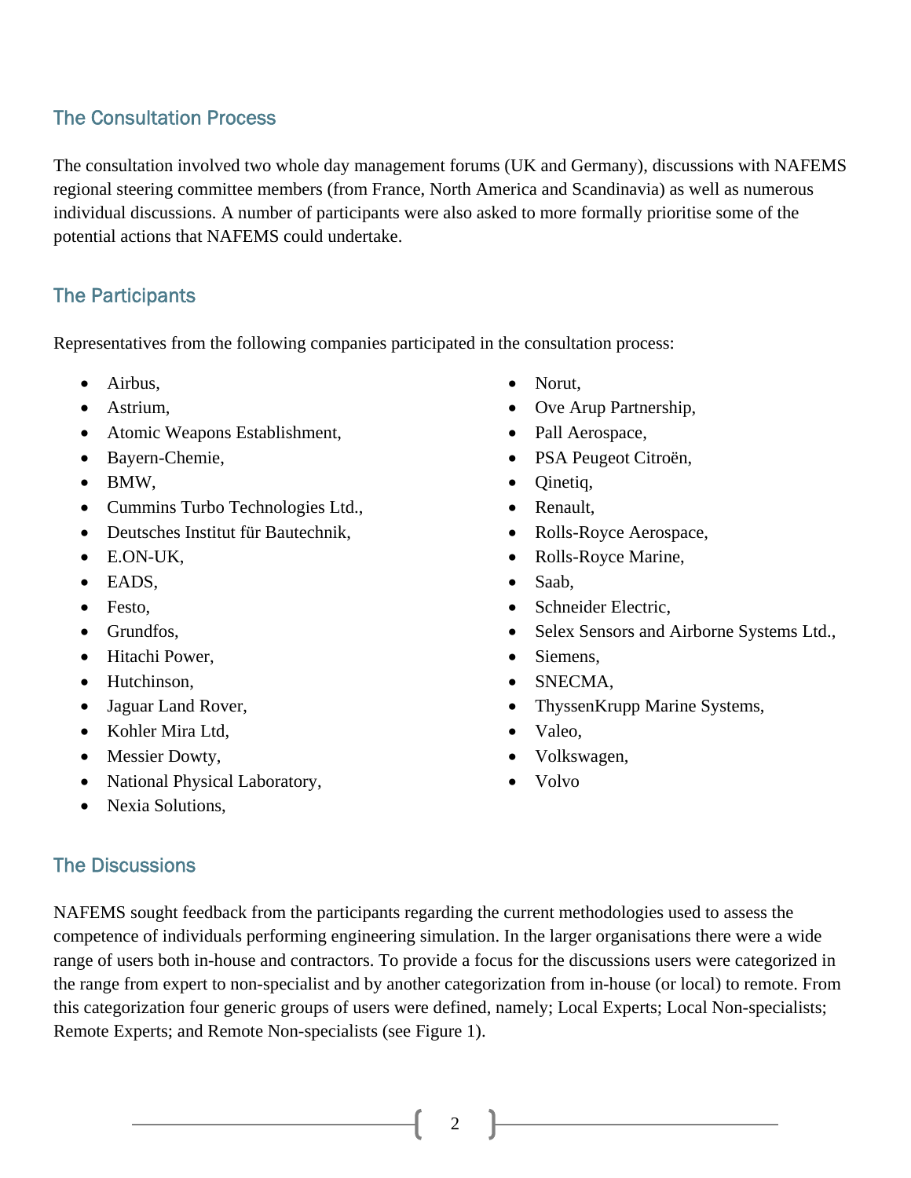## The Consultation Process

The consultation involved two whole day management forums (UK and Germany), discussions with NAFEMS regional steering committee members (from France, North America and Scandinavia) as well as numerous individual discussions. A number of participants were also asked to more formally prioritise some of the potential actions that NAFEMS could undertake.

## The Participants

Representatives from the following companies participated in the consultation process:

- Airbus,
- Astrium,
- Atomic Weapons Establishment,
- Bayern-Chemie,
- BMW,
- Cummins Turbo Technologies Ltd.,
- Deutsches Institut für Bautechnik,
- E.ON-UK,
- EADS,
- Festo,
- Grundfos,
- Hitachi Power,
- Hutchinson,
- Jaguar Land Rover,
- Kohler Mira Ltd,
- Messier Dowty,
- National Physical Laboratory,
- Nexia Solutions,
- Norut,
- Ove Arup Partnership,
- Pall Aerospace,
- PSA Peugeot Citroën,
- Qinetiq,
- Renault,
- Rolls-Royce Aerospace,
- Rolls-Royce Marine,
- Saab,
- Schneider Electric,
- Selex Sensors and Airborne Systems Ltd.,
- Siemens,
- SNECMA,
- ThyssenKrupp Marine Systems,
- Valeo,
- Volkswagen,
- Volvo

## The Discussions

NAFEMS sought feedback from the participants regarding the current methodologies used to assess the competence of individuals performing engineering simulation. In the larger organisations there were a wide range of users both in-house and contractors. To provide a focus for the discussions users were categorized in the range from expert to non-specialist and by another categorization from in-house (or local) to remote. From this categorization four generic groups of users were defined, namely; Local Experts; Local Non-specialists; Remote Experts; and Remote Non-specialists (see Figure 1).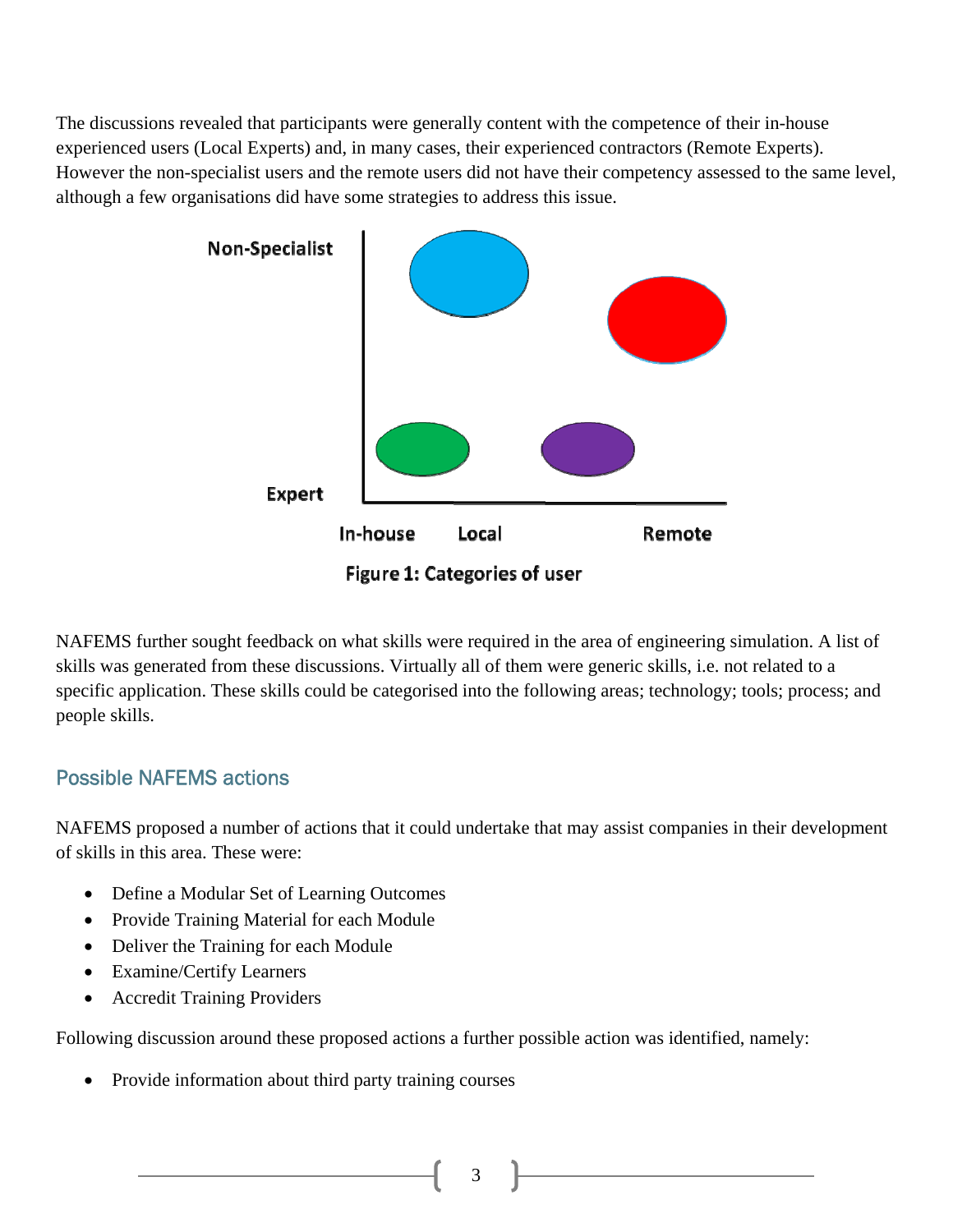The discussions revealed that participants were generally content with the competence of their in-house experienced users (Local Experts) and, in many cases, their experienced contractors (Remote Experts). However the non-specialist users and the remote users did not have their competency assessed to the same level, although a few organisations did have some strategies to address this issue.

**Figure 1: Categories of user**

NAFEMS further sought feedback on what skills were required in the area of engineering simulation. A list of skills was generated from these discussions. Virtually all of them were generic skills, i.e. not related to a specific application. These skills could be categorised into the following areas; technology; tools; process; and people skills.

## Possible NAFEMS actions

NAFEMS proposed a number of actions that it could undertake that may assist companies in their development of skills in this area. These were:

- Define a Modular Set of Learning Outcomes
- Provide Training Material for each Module
- Deliver the Training for each Module
- Examine/Certify Learners
- Accredit Training Providers

Following discussion around these proposed actions a further possible action was identified, namely:

- Provide information about third party training courses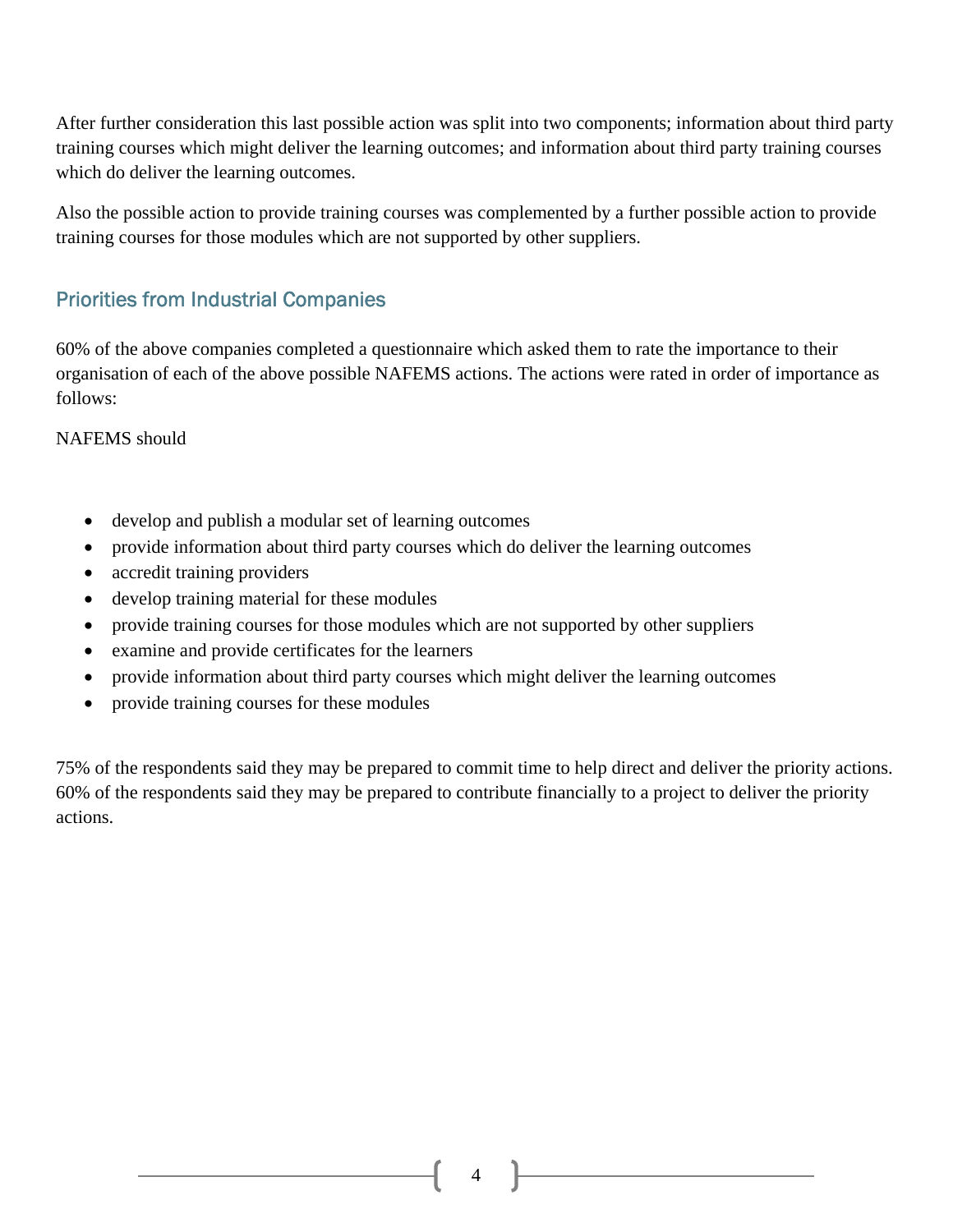After further consideration this last possible action was split into two components; information about third party training courses which might deliver the learning outcomes; and information about third party training courses which do deliver the learning outcomes.

Also the possible action to provide training courses was complemented by a further possible action to provide training courses for those modules which are not supported by other suppliers.

## Priorities from Industrial Companies

60% of the above companies completed a questionnaire which asked them to rate the importance to their organisation of each of the above possible NAFEMS actions. The actions were rated in order of importance as follows:

NAFEMS should

- develop and publish a modular set of learning outcomes
- provide information about third party courses which do deliver the learning outcomes
- accredit training providers
- develop training material for these modules
- provide training courses for those modules which are not supported by other suppliers
- examine and provide certificates for the learners
- provide information about third party courses which might deliver the learning outcomes
- provide training courses for these modules

75% of the respondents said they may be prepared to commit time to help direct and deliver the priority actions. 60% of the respondents said they may be prepared to contribute financially to a project to deliver the priority actions.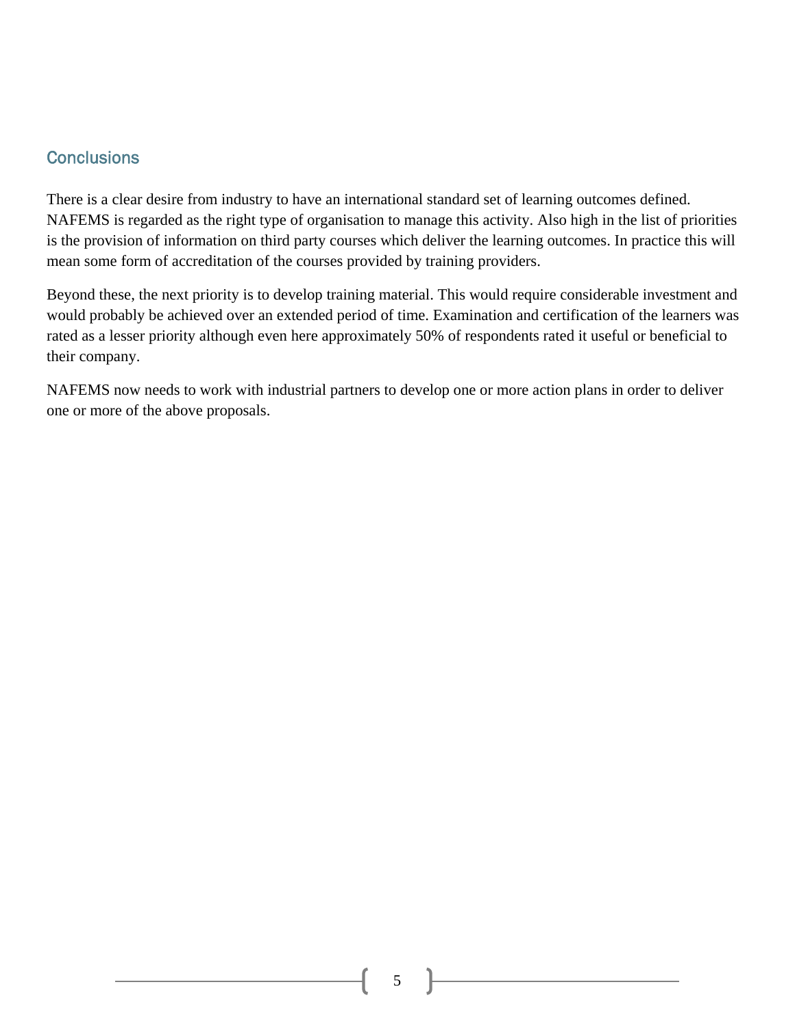## Conclusions

There is a clear desire from industry to have an international standard set of learning outcomes defined. NAFEMS is regarded as the right type of organisation to manage this activity. Also high in the list of priorities is the provision of information on third party courses which deliver the learning outcomes. In practice this will mean some form of accreditation of the courses provided by training providers.

Beyond these, the next priority is to develop training material. This would require considerable investment and would probably be achieved over an extended period of time. Examination and certification of the learners was rated as a lesser priority although even here approximately 50% of respondents rated it useful or beneficial to their company.

NAFEMS now needs to work with industrial partners to develop one or more action plans in order to deliver one or more of the above proposals.